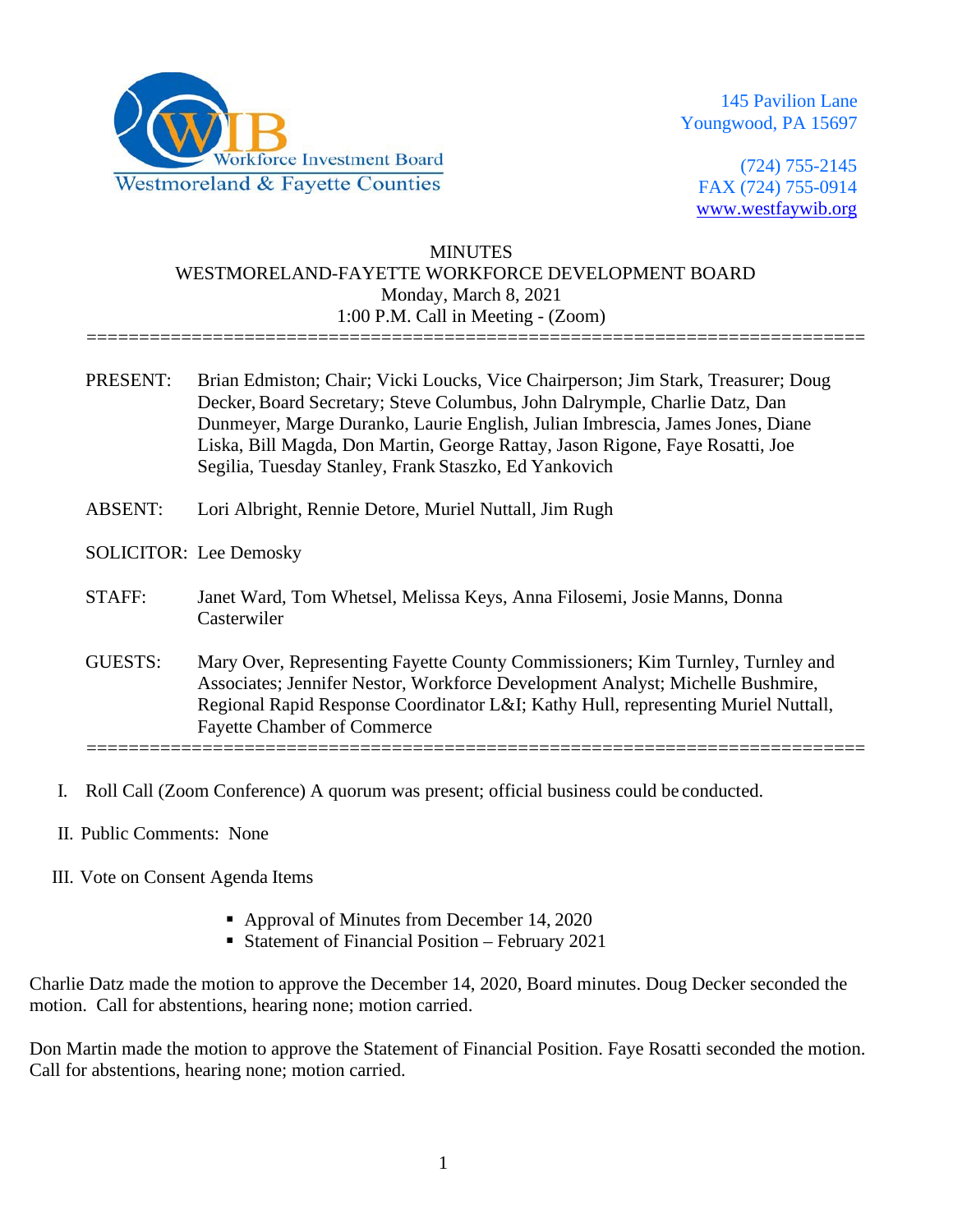Workforce Investment Board
Westmoreland & Fayette Counties

145 Pavilion Lane
Youngwood, PA 15697

(724) 755-2145
FAX (724) 755-0914
www.westfaywib.org

# MINUTES
## WESTMORELAND-FAYETTE WORKFORCE DEVELOPMENT BOARD
Monday, March 8, 2021
1:00 P.M. Call in Meeting - (Zoom)

---

PRESENT: Brian Edmiston; Chair; Vicki Loucks, Vice Chairperson; Jim Stark, Treasurer; Doug Decker, Board Secretary; Steve Columbus, John Dalrymple, Charlie Datz, Dan Dunmeyer, Marge Duranko, Laurie English, Julian Imbrescia, James Jones, Diane Liska, Bill Magda, Don Martin, George Rattay, Jason Rigone, Faye Rosatti, Joe Segilia, Tuesday Stanley, Frank Staszko, Ed Yankovich

ABSENT: Lori Albright, Rennie Detore, Muriel Nuttall, Jim Rugh

SOLICITOR: Lee Demosky

STAFF: Janet Ward, Tom Whetsel, Melissa Keys, Anna Filosemi, Josie Manns, Donna Casterwiler

GUESTS: Mary Over, Representing Fayette County Commissioners; Kim Turnley, Turnley and Associates; Jennifer Nestor, Workforce Development Analyst; Michelle Bushmire, Regional Rapid Response Coordinator L&I; Kathy Hull, representing Muriel Nuttall, Fayette Chamber of Commerce

---

I. Roll Call (Zoom Conference) A quorum was present; official business could be conducted.

II. Public Comments: None

III. Vote on Consent Agenda Items

- Approval of Minutes from December 14, 2020
- Statement of Financial Position – February 2021

Charlie Datz made the motion to approve the December 14, 2020, Board minutes. Doug Decker seconded the motion. Call for abstentions, hearing none; motion carried.

Don Martin made the motion to approve the Statement of Financial Position. Faye Rosatti seconded the motion. Call for abstentions, hearing none; motion carried.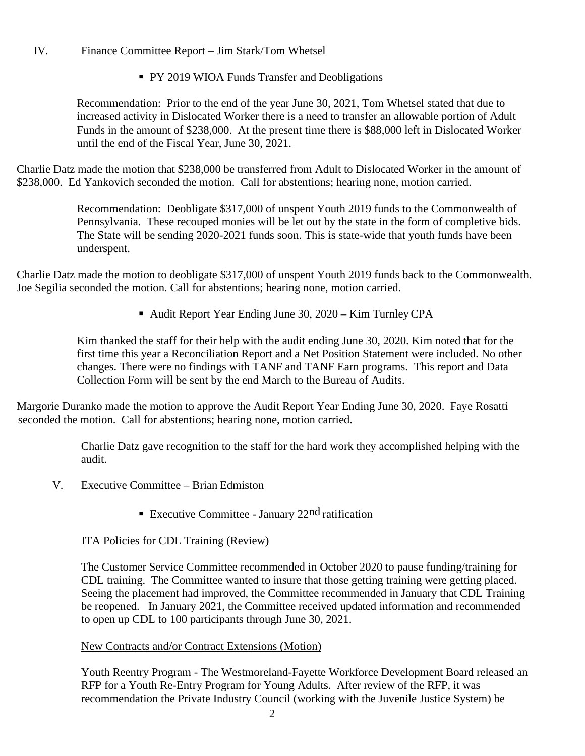IV. Finance Committee Report – Jim Stark/Tom Whetsel

- PY 2019 WIOA Funds Transfer and Deobligations

Recommendation: Prior to the end of the year June 30, 2021, Tom Whetsel stated that due to increased activity in Dislocated Worker there is a need to transfer an allowable portion of Adult Funds in the amount of $238,000. At the present time there is $88,000 left in Dislocated Worker until the end of the Fiscal Year, June 30, 2021.

Charlie Datz made the motion that $238,000 be transferred from Adult to Dislocated Worker in the amount of $238,000. Ed Yankovich seconded the motion. Call for abstentions; hearing none, motion carried.

Recommendation: Deobligate $317,000 of unspent Youth 2019 funds to the Commonwealth of Pennsylvania. These recouped monies will be let out by the state in the form of completive bids. The State will be sending 2020-2021 funds soon. This is state-wide that youth funds have been underspent.

Charlie Datz made the motion to deobligate $317,000 of unspent Youth 2019 funds back to the Commonwealth. Joe Segilia seconded the motion. Call for abstentions; hearing none, motion carried.

- Audit Report Year Ending June 30, 2020 – Kim Turnley CPA

Kim thanked the staff for their help with the audit ending June 30, 2020. Kim noted that for the first time this year a Reconciliation Report and a Net Position Statement were included. No other changes. There were no findings with TANF and TANF Earn programs. This report and Data Collection Form will be sent by the end March to the Bureau of Audits.

Margorie Duranko made the motion to approve the Audit Report Year Ending June 30, 2020. Faye Rosatti seconded the motion. Call for abstentions; hearing none, motion carried.

Charlie Datz gave recognition to the staff for the hard work they accomplished helping with the audit.

V. Executive Committee – Brian Edmiston

- Executive Committee - January 22nd ratification

ITA Policies for CDL Training (Review)

The Customer Service Committee recommended in October 2020 to pause funding/training for CDL training. The Committee wanted to insure that those getting training were getting placed. Seeing the placement had improved, the Committee recommended in January that CDL Training be reopened. In January 2021, the Committee received updated information and recommended to open up CDL to 100 participants through June 30, 2021.

New Contracts and/or Contract Extensions (Motion)

Youth Reentry Program - The Westmoreland-Fayette Workforce Development Board released an RFP for a Youth Re-Entry Program for Young Adults. After review of the RFP, it was recommendation the Private Industry Council (working with the Juvenile Justice System) be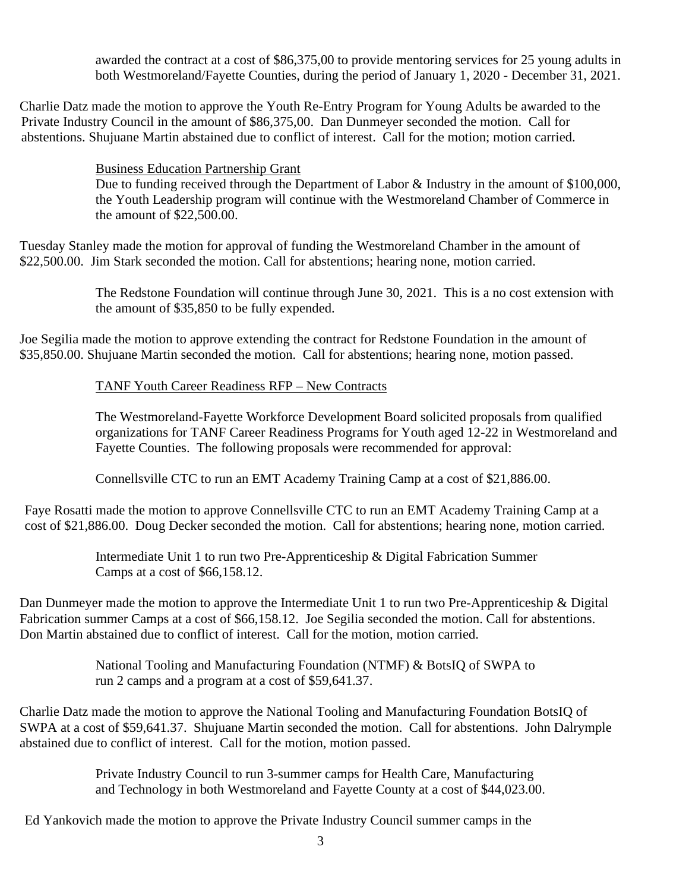awarded the contract at a cost of $86,375,00 to provide mentoring services for 25 young adults in both Westmoreland/Fayette Counties, during the period of January 1, 2020 - December 31, 2021.

Charlie Datz made the motion to approve the Youth Re-Entry Program for Young Adults be awarded to the Private Industry Council in the amount of $86,375,00. Dan Dunmeyer seconded the motion. Call for abstentions. Shujuane Martin abstained due to conflict of interest. Call for the motion; motion carried.

Business Education Partnership Grant

Due to funding received through the Department of Labor & Industry in the amount of $100,000, the Youth Leadership program will continue with the Westmoreland Chamber of Commerce in the amount of $22,500.00.

Tuesday Stanley made the motion for approval of funding the Westmoreland Chamber in the amount of $22,500.00. Jim Stark seconded the motion. Call for abstentions; hearing none, motion carried.

The Redstone Foundation will continue through June 30, 2021. This is a no cost extension with the amount of $35,850 to be fully expended.

Joe Segilia made the motion to approve extending the contract for Redstone Foundation in the amount of $35,850.00. Shujuane Martin seconded the motion. Call for abstentions; hearing none, motion passed.

TANF Youth Career Readiness RFP – New Contracts

The Westmoreland-Fayette Workforce Development Board solicited proposals from qualified organizations for TANF Career Readiness Programs for Youth aged 12-22 in Westmoreland and Fayette Counties. The following proposals were recommended for approval:

Connellsville CTC to run an EMT Academy Training Camp at a cost of $21,886.00.

Faye Rosatti made the motion to approve Connellsville CTC to run an EMT Academy Training Camp at a cost of $21,886.00. Doug Decker seconded the motion. Call for abstentions; hearing none, motion carried.

Intermediate Unit 1 to run two Pre-Apprenticeship & Digital Fabrication Summer Camps at a cost of $66,158.12.

Dan Dunmeyer made the motion to approve the Intermediate Unit 1 to run two Pre-Apprenticeship & Digital Fabrication summer Camps at a cost of $66,158.12. Joe Segilia seconded the motion. Call for abstentions. Don Martin abstained due to conflict of interest. Call for the motion, motion carried.

National Tooling and Manufacturing Foundation (NTMF) & BotsIQ of SWPA to run 2 camps and a program at a cost of $59,641.37.

Charlie Datz made the motion to approve the National Tooling and Manufacturing Foundation BotsIQ of SWPA at a cost of $59,641.37. Shujuane Martin seconded the motion. Call for abstentions. John Dalrymple abstained due to conflict of interest. Call for the motion, motion passed.

Private Industry Council to run 3-summer camps for Health Care, Manufacturing and Technology in both Westmoreland and Fayette County at a cost of $44,023.00.

Ed Yankovich made the motion to approve the Private Industry Council summer camps in the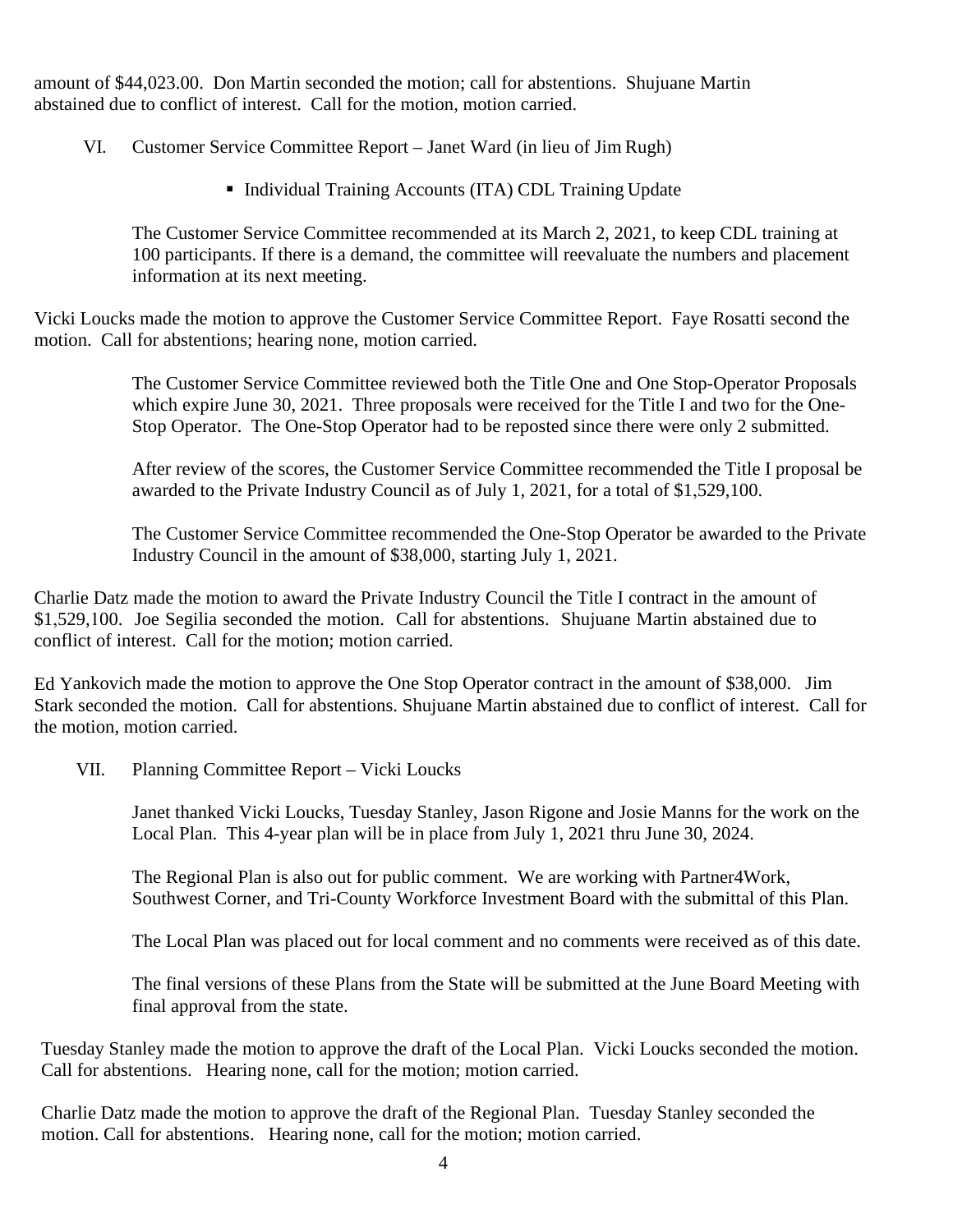amount of $44,023.00. Don Martin seconded the motion; call for abstentions. Shujuane Martin abstained due to conflict of interest. Call for the motion, motion carried.

VI. Customer Service Committee Report – Janet Ward (in lieu of Jim Rugh)

- Individual Training Accounts (ITA) CDL Training Update

The Customer Service Committee recommended at its March 2, 2021, to keep CDL training at 100 participants. If there is a demand, the committee will reevaluate the numbers and placement information at its next meeting.

Vicki Loucks made the motion to approve the Customer Service Committee Report. Faye Rosatti second the motion. Call for abstentions; hearing none, motion carried.

The Customer Service Committee reviewed both the Title One and One Stop-Operator Proposals which expire June 30, 2021. Three proposals were received for the Title I and two for the One-Stop Operator. The One-Stop Operator had to be reposted since there were only 2 submitted.

After review of the scores, the Customer Service Committee recommended the Title I proposal be awarded to the Private Industry Council as of July 1, 2021, for a total of $1,529,100.

The Customer Service Committee recommended the One-Stop Operator be awarded to the Private Industry Council in the amount of $38,000, starting July 1, 2021.

Charlie Datz made the motion to award the Private Industry Council the Title I contract in the amount of $1,529,100. Joe Segilia seconded the motion. Call for abstentions. Shujuane Martin abstained due to conflict of interest. Call for the motion; motion carried.

Ed Yankovich made the motion to approve the One Stop Operator contract in the amount of $38,000. Jim Stark seconded the motion. Call for abstentions. Shujuane Martin abstained due to conflict of interest. Call for the motion, motion carried.

VII. Planning Committee Report – Vicki Loucks

Janet thanked Vicki Loucks, Tuesday Stanley, Jason Rigone and Josie Manns for the work on the Local Plan. This 4-year plan will be in place from July 1, 2021 thru June 30, 2024.

The Regional Plan is also out for public comment. We are working with Partner4Work, Southwest Corner, and Tri-County Workforce Investment Board with the submittal of this Plan.

The Local Plan was placed out for local comment and no comments were received as of this date.

The final versions of these Plans from the State will be submitted at the June Board Meeting with final approval from the state.

Tuesday Stanley made the motion to approve the draft of the Local Plan. Vicki Loucks seconded the motion. Call for abstentions. Hearing none, call for the motion; motion carried.

Charlie Datz made the motion to approve the draft of the Regional Plan. Tuesday Stanley seconded the motion. Call for abstentions. Hearing none, call for the motion; motion carried.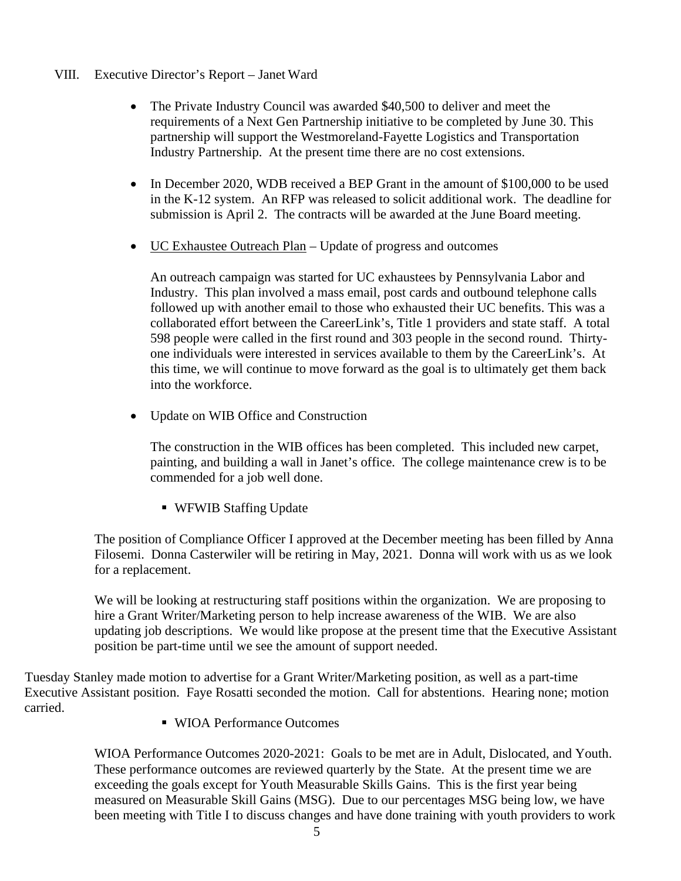VIII. Executive Director's Report – Janet Ward

- The Private Industry Council was awarded $40,500 to deliver and meet the requirements of a Next Gen Partnership initiative to be completed by June 30. This partnership will support the Westmoreland-Fayette Logistics and Transportation Industry Partnership. At the present time there are no cost extensions.

- In December 2020, WDB received a BEP Grant in the amount of $100,000 to be used in the K-12 system. An RFP was released to solicit additional work. The deadline for submission is April 2. The contracts will be awarded at the June Board meeting.

- UC Exhaustee Outreach Plan – Update of progress and outcomes

  An outreach campaign was started for UC exhaustees by Pennsylvania Labor and Industry. This plan involved a mass email, post cards and outbound telephone calls followed up with another email to those who exhausted their UC benefits. This was a collaborated effort between the CareerLink's, Title 1 providers and state staff. A total 598 people were called in the first round and 303 people in the second round. Thirty-one individuals were interested in services available to them by the CareerLink's. At this time, we will continue to move forward as the goal is to ultimately get them back into the workforce.

- Update on WIB Office and Construction

  The construction in the WIB offices has been completed. This included new carpet, painting, and building a wall in Janet's office. The college maintenance crew is to be commended for a job well done.

  - WFWIB Staffing Update

The position of Compliance Officer I approved at the December meeting has been filled by Anna Filosemi. Donna Casterwiler will be retiring in May, 2021. Donna will work with us as we look for a replacement.

We will be looking at restructuring staff positions within the organization. We are proposing to hire a Grant Writer/Marketing person to help increase awareness of the WIB. We are also updating job descriptions. We would like propose at the present time that the Executive Assistant position be part-time until we see the amount of support needed.

Tuesday Stanley made motion to advertise for a Grant Writer/Marketing position, as well as a part-time Executive Assistant position. Faye Rosatti seconded the motion. Call for abstentions. Hearing none; motion carried.

  - WIOA Performance Outcomes

WIOA Performance Outcomes 2020-2021: Goals to be met are in Adult, Dislocated, and Youth. These performance outcomes are reviewed quarterly by the State. At the present time we are exceeding the goals except for Youth Measurable Skills Gains. This is the first year being measured on Measurable Skill Gains (MSG). Due to our percentages MSG being low, we have been meeting with Title I to discuss changes and have done training with youth providers to work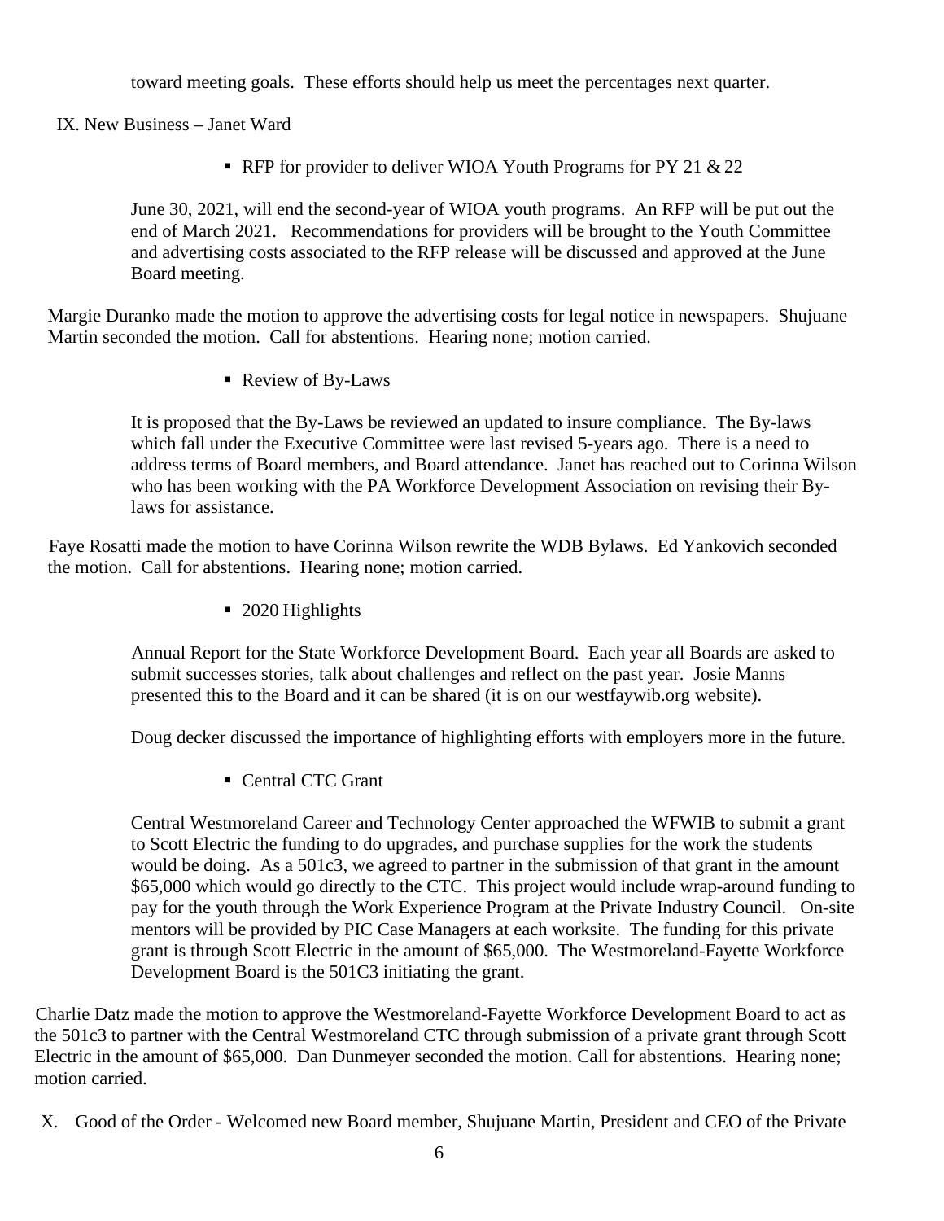toward meeting goals. These efforts should help us meet the percentages next quarter.

IX. New Business – Janet Ward

- RFP for provider to deliver WIOA Youth Programs for PY 21 & 22

June 30, 2021, will end the second-year of WIOA youth programs. An RFP will be put out the end of March 2021. Recommendations for providers will be brought to the Youth Committee and advertising costs associated to the RFP release will be discussed and approved at the June Board meeting.

Margie Duranko made the motion to approve the advertising costs for legal notice in newspapers. Shujuane Martin seconded the motion. Call for abstentions. Hearing none; motion carried.

- Review of By-Laws

It is proposed that the By-Laws be reviewed an updated to insure compliance. The By-laws which fall under the Executive Committee were last revised 5-years ago. There is a need to address terms of Board members, and Board attendance. Janet has reached out to Corinna Wilson who has been working with the PA Workforce Development Association on revising their By-laws for assistance.

Faye Rosatti made the motion to have Corinna Wilson rewrite the WDB Bylaws. Ed Yankovich seconded the motion. Call for abstentions. Hearing none; motion carried.

- 2020 Highlights

Annual Report for the State Workforce Development Board. Each year all Boards are asked to submit successes stories, talk about challenges and reflect on the past year. Josie Manns presented this to the Board and it can be shared (it is on our westfaywib.org website).

Doug decker discussed the importance of highlighting efforts with employers more in the future.

- Central CTC Grant

Central Westmoreland Career and Technology Center approached the WFWIB to submit a grant to Scott Electric the funding to do upgrades, and purchase supplies for the work the students would be doing. As a 501c3, we agreed to partner in the submission of that grant in the amount $65,000 which would go directly to the CTC. This project would include wrap-around funding to pay for the youth through the Work Experience Program at the Private Industry Council. On-site mentors will be provided by PIC Case Managers at each worksite. The funding for this private grant is through Scott Electric in the amount of $65,000. The Westmoreland-Fayette Workforce Development Board is the 501C3 initiating the grant.

Charlie Datz made the motion to approve the Westmoreland-Fayette Workforce Development Board to act as the 501c3 to partner with the Central Westmoreland CTC through submission of a private grant through Scott Electric in the amount of $65,000. Dan Dunmeyer seconded the motion. Call for abstentions. Hearing none; motion carried.

X. Good of the Order - Welcomed new Board member, Shujuane Martin, President and CEO of the Private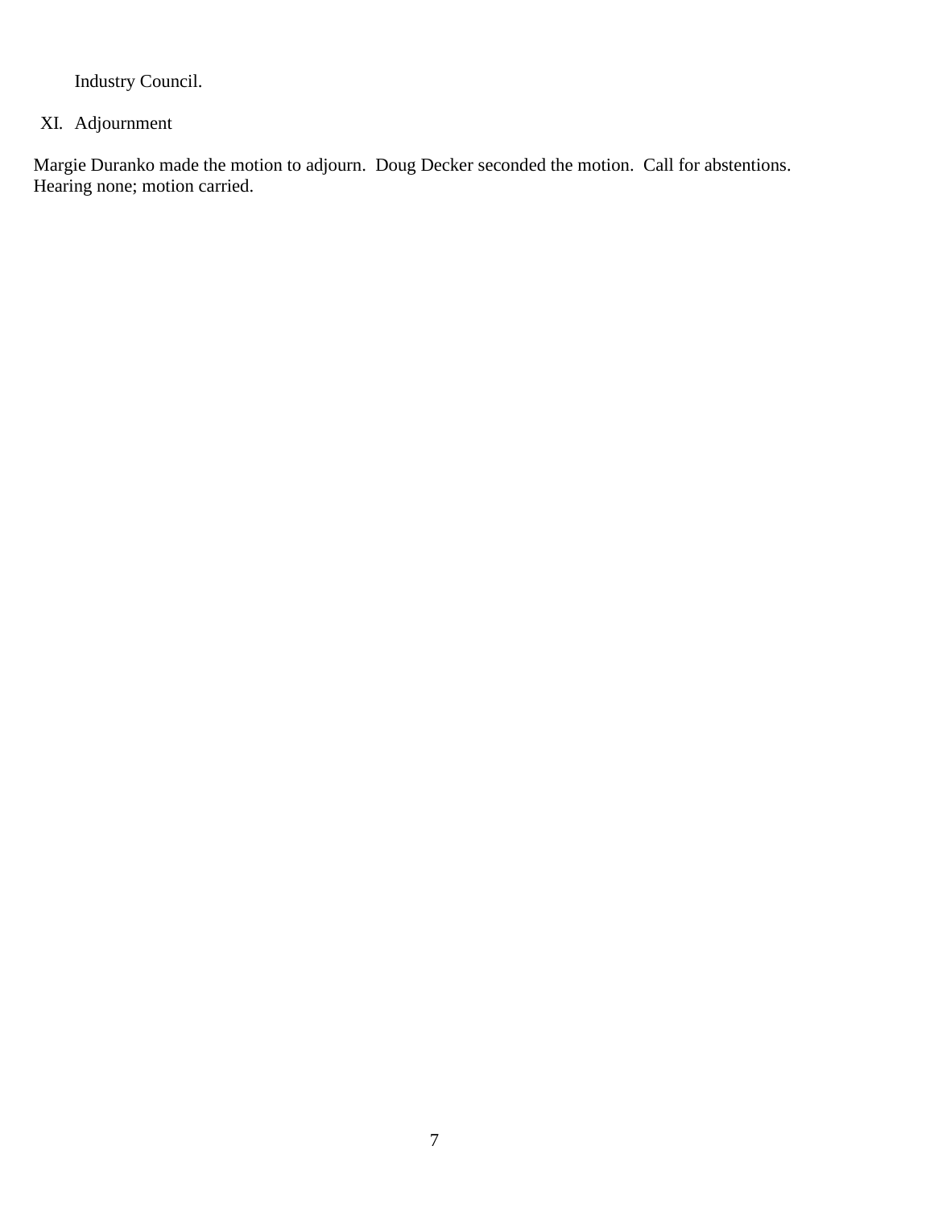Industry Council.

XI. Adjournment

Margie Duranko made the motion to adjourn. Doug Decker seconded the motion. Call for abstentions. Hearing none; motion carried.